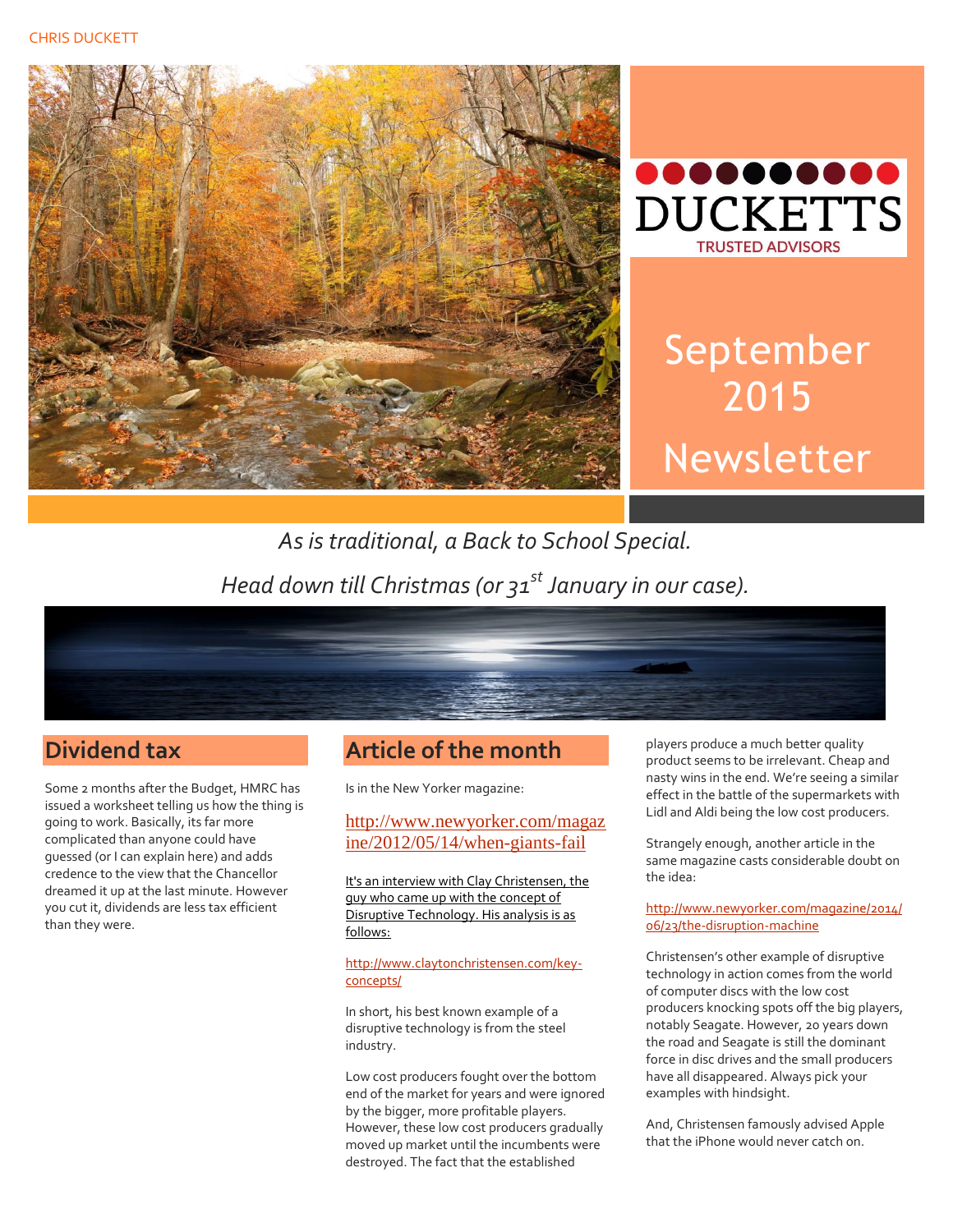CHRIS DUCKETT

DUCKETTS

TRUSTED ADVISORS

# September 2015 Newsletter

*As is traditional, a Back to School Special.*

*Head down till Christmas (or 31st January in our case).*

## Dividend tax

Some 2 months after the Budget, HMRC has issued a worksheet telling us how the thing is going to work. Basically, its far more complicated than anyone could have guessed (or I can explain here) and adds credence to the view that the Chancellor dreamed it up at the last minute. However you cut it, dividends are less tax efficient than they were.

## Article of the month

Is in the New Yorker magazine:

http://www.newyorker.com/magazine/2012/05/14/when-giants-fail

It's an interview with Clay Christensen, the guy who came up with the concept of Disruptive Technology. His analysis is as follows:

http://www.claytonchristensen.com/key-concepts/

In short, his best known example of a disruptive technology is from the steel industry.

Low cost producers fought over the bottom end of the market for years and were ignored by the bigger, more profitable players. However, these low cost producers gradually moved up market until the incumbents were destroyed. The fact that the established players produce a much better quality product seems to be irrelevant. Cheap and nasty wins in the end. We're seeing a similar effect in the battle of the supermarkets with Lidl and Aldi being the low cost producers.

Strangely enough, another article in the same magazine casts considerable doubt on the idea:

http://www.newyorker.com/magazine/2014/06/23/the-disruption-machine

Christensen's other example of disruptive technology in action comes from the world of computer discs with the low cost producers knocking spots off the big players, notably Seagate. However, 20 years down the road and Seagate is still the dominant force in disc drives and the small producers have all disappeared. Always pick your examples with hindsight.

And, Christensen famously advised Apple that the iPhone would never catch on.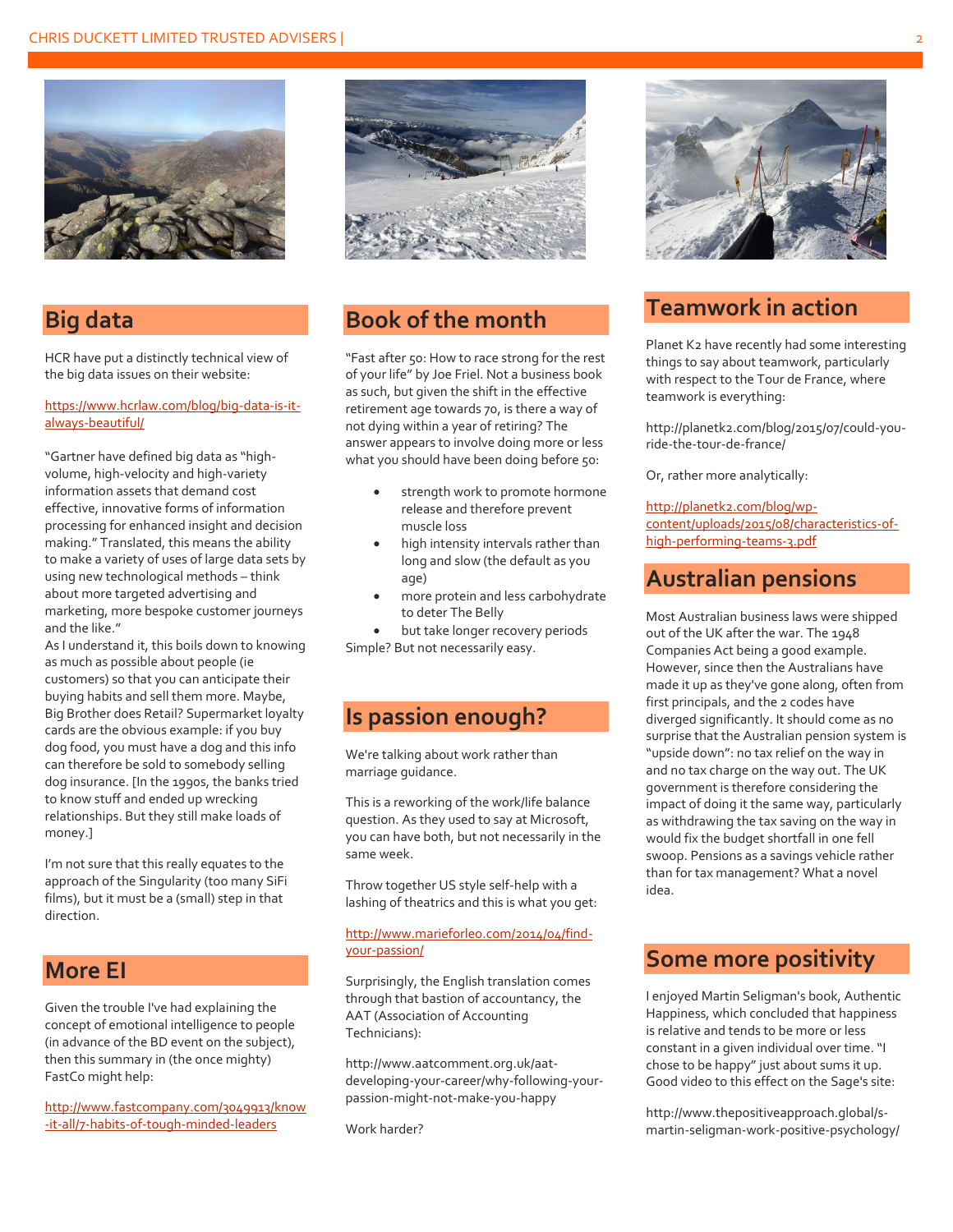## Big data

HCR have put a distinctly technical view of the big data issues on their website:

https://www.hcrlaw.com/blog/big-data-is-it-always-beautiful/

"Gartner have defined big data as "high-volume, high-velocity and high-variety information assets that demand cost effective, innovative forms of information processing for enhanced insight and decision making." Translated, this means the ability to make a variety of uses of large data sets by using new technological methods – think about more targeted advertising and marketing, more bespoke customer journeys and the like."

As I understand it, this boils down to knowing as much as possible about people (ie customers) so that you can anticipate their buying habits and sell them more. Maybe, Big Brother does Retail? Supermarket loyalty cards are the obvious example: if you buy dog food, you must have a dog and this info can therefore be sold to somebody selling dog insurance. [In the 1990s, the banks tried to know stuff and ended up wrecking relationships. But they still make loads of money.]

I'm not sure that this really equates to the approach of the Singularity (too many SiFi films), but it must be a (small) step in that direction.

## More EI

Given the trouble I've had explaining the concept of emotional intelligence to people (in advance of the BD event on the subject), then this summary in (the once mighty) FastCo might help:

http://www.fastcompany.com/3049913/know-it-all/7-habits-of-tough-minded-leaders

## Book of the month

"Fast after 50: How to race strong for the rest of your life" by Joe Friel. Not a business book as such, but given the shift in the effective retirement age towards 70, is there a way of not dying within a year of retiring? The answer appears to involve doing more or less what you should have been doing before 50:

- strength work to promote hormone release and therefore prevent muscle loss
- high intensity intervals rather than long and slow (the default as you age)
- more protein and less carbohydrate to deter The Belly
- but take longer recovery periods

Simple? But not necessarily easy.

## Is passion enough?

We're talking about work rather than marriage guidance.

This is a reworking of the work/life balance question. As they used to say at Microsoft, you can have both, but not necessarily in the same week.

Throw together US style self-help with a lashing of theatrics and this is what you get:

http://www.marieforleo.com/2014/04/find-your-passion/

Surprisingly, the English translation comes through that bastion of accountancy, the AAT (Association of Accounting Technicians):

http://www.aatcomment.org.uk/aat-developing-your-career/why-following-your-passion-might-not-make-you-happy

Work harder?

## Teamwork in action

Planet K2 have recently had some interesting things to say about teamwork, particularly with respect to the Tour de France, where teamwork is everything:

http://planetk2.com/blog/2015/07/could-you-ride-the-tour-de-france/

Or, rather more analytically:

http://planetk2.com/blog/wp-content/uploads/2015/08/characteristics-of-high-performing-teams-3.pdf

## Australian pensions

Most Australian business laws were shipped out of the UK after the war. The 1948 Companies Act being a good example. However, since then the Australians have made it up as they've gone along, often from first principals, and the 2 codes have diverged significantly. It should come as no surprise that the Australian pension system is "upside down": no tax relief on the way in and no tax charge on the way out. The UK government is therefore considering the impact of doing it the same way, particularly as withdrawing the tax saving on the way in would fix the budget shortfall in one fell swoop. Pensions as a savings vehicle rather than for tax management? What a novel idea.

## Some more positivity

I enjoyed Martin Seligman's book, Authentic Happiness, which concluded that happiness is relative and tends to be more or less constant in a given individual over time. "I chose to be happy" just about sums it up. Good video to this effect on the Sage's site:

http://www.thepositiveapproach.global/s-martin-seligman-work-positive-psychology/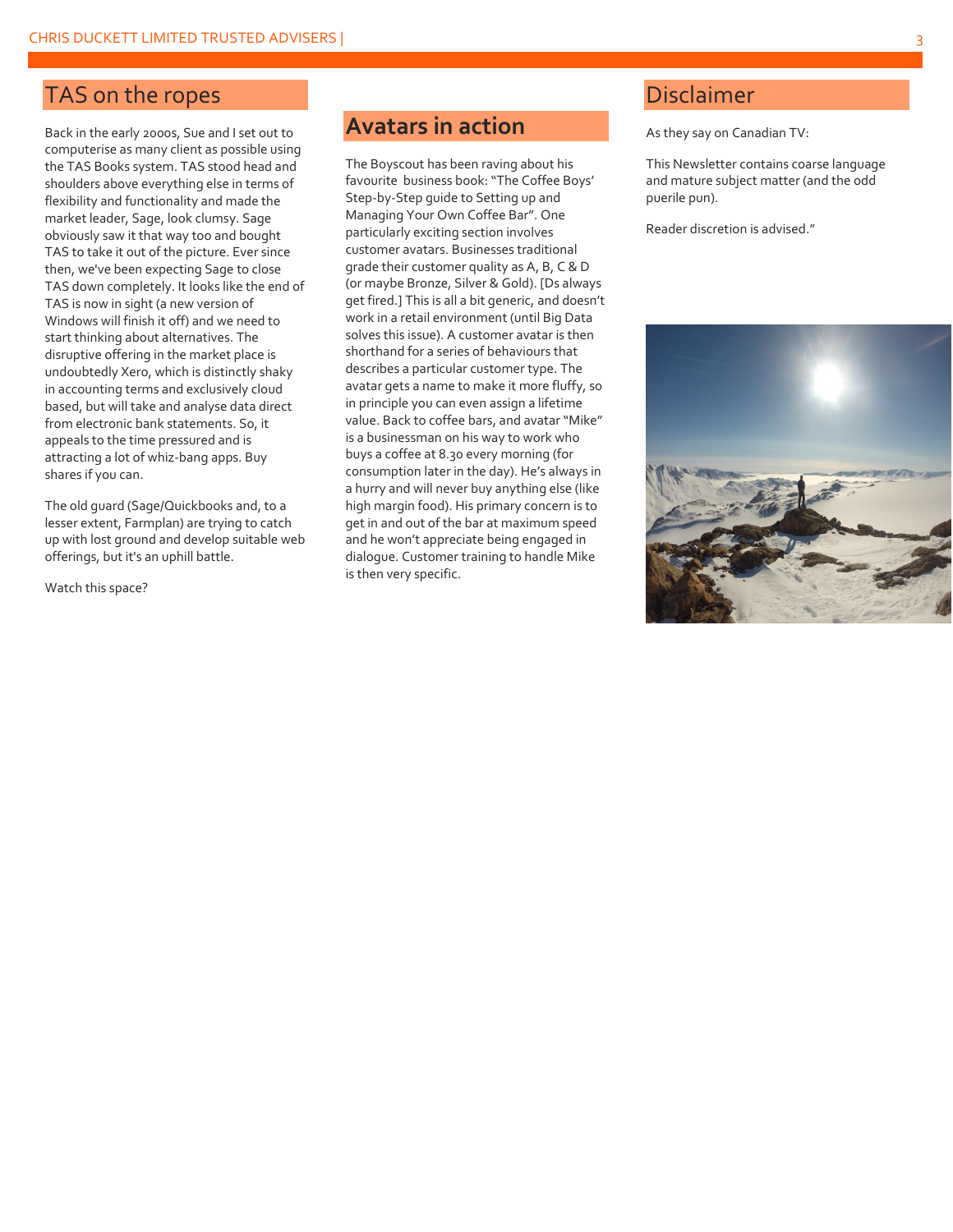## TAS on the ropes

Back in the early 2000s, Sue and I set out to computerise as many client as possible using the TAS Books system. TAS stood head and shoulders above everything else in terms of flexibility and functionality and made the market leader, Sage, look clumsy. Sage obviously saw it that way too and bought TAS to take it out of the picture. Ever since then, we've been expecting Sage to close TAS down completely. It looks like the end of TAS is now in sight (a new version of Windows will finish it off) and we need to start thinking about alternatives. The disruptive offering in the market place is undoubtedly Xero, which is distinctly shaky in accounting terms and exclusively cloud based, but will take and analyse data direct from electronic bank statements. So, it appeals to the time pressured and is attracting a lot of whiz-bang apps. Buy shares if you can.

The old guard (Sage/Quickbooks and, to a lesser extent, Farmplan) are trying to catch up with lost ground and develop suitable web offerings, but it's an uphill battle.

Watch this space?

## Avatars in action

The Boyscout has been raving about his favourite business book: "The Coffee Boys' Step-by-Step guide to Setting up and Managing Your Own Coffee Bar". One particularly exciting section involves customer avatars. Businesses traditional grade their customer quality as A, B, C & D (or maybe Bronze, Silver & Gold). [Ds always get fired.] This is all a bit generic, and doesn't work in a retail environment (until Big Data solves this issue). A customer avatar is then shorthand for a series of behaviours that describes a particular customer type. The avatar gets a name to make it more fluffy, so in principle you can even assign a lifetime value. Back to coffee bars, and avatar "Mike" is a businessman on his way to work who buys a coffee at 8.30 every morning (for consumption later in the day). He's always in a hurry and will never buy anything else (like high margin food). His primary concern is to get in and out of the bar at maximum speed and he won't appreciate being engaged in dialogue. Customer training to handle Mike is then very specific.

## Disclaimer

As they say on Canadian TV:

This Newsletter contains coarse language and mature subject matter (and the odd puerile pun).

Reader discretion is advised."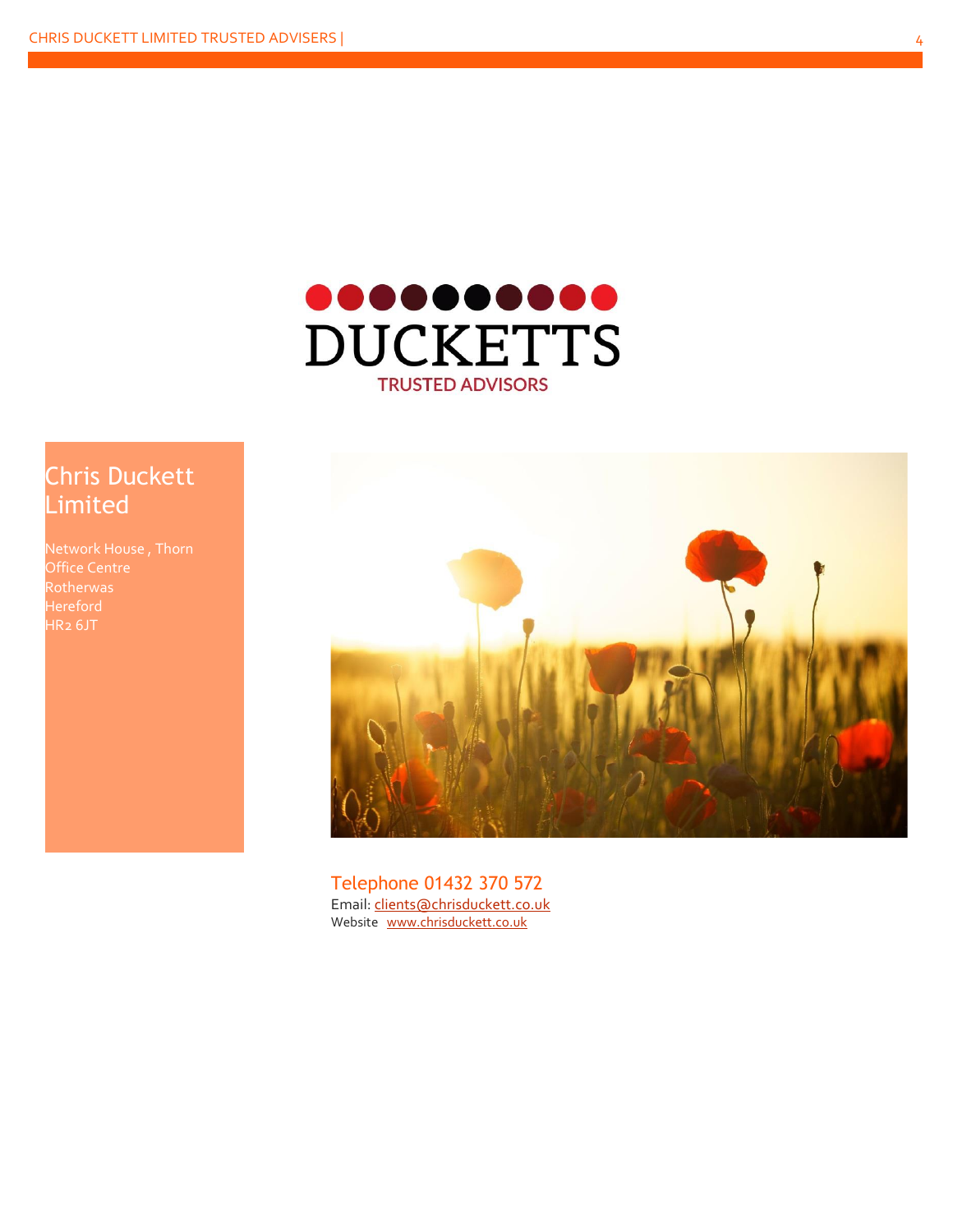DUCKETTS

TRUSTED ADVISORS

## Chris Duckett Limited

Network House , Thorn Office Centre
Rotherwas
Hereford
HR2 6JT

Telephone 01432 370 572
Email: clients@chrisduckett.co.uk
Website www.chrisduckett.co.uk